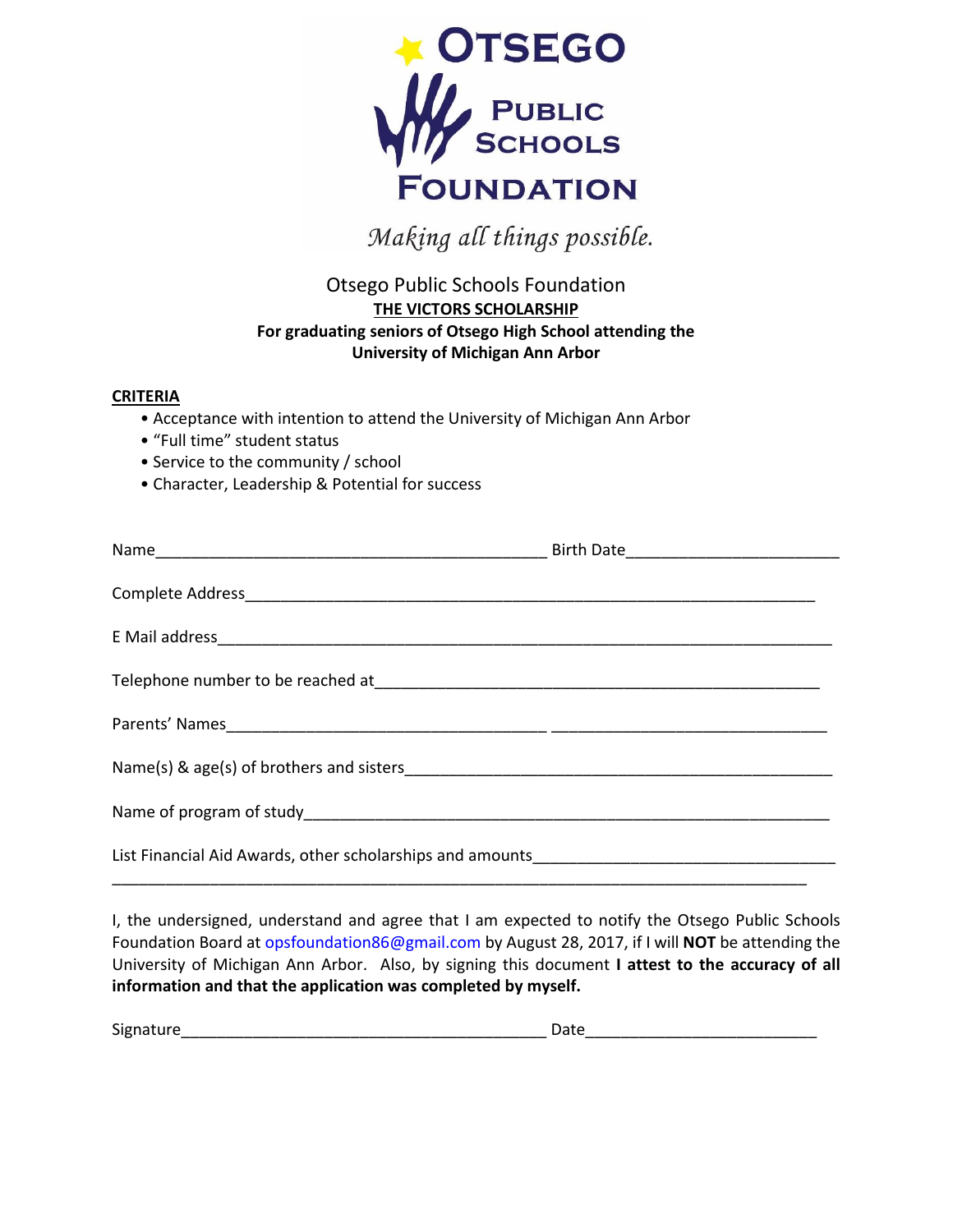# Otsego Public Schools Foundation

*Making all things possible.*

Otsego Public Schools Foundation

**THE VICTORS SCHOLARSHIP**

**For graduating seniors of Otsego High School attending the University of Michigan Ann Arbor**

**CRITERIA**

- Acceptance with intention to attend the University of Michigan Ann Arbor
- "Full time" student status
- Service to the community / school
- Character, Leadership & Potential for success

Name_____________________________________________ Birth Date_______________________

Complete Address_________________________________________________________________

E Mail address_____________________________________________________________________

Telephone number to be reached at__________________________________________________

Parents' Names____________________________________ ______________________________

Name(s) & age(s) of brothers and sisters______________________________________________

Name of program of study__________________________________________________________

List Financial Aid Awards, other scholarships and amounts_________________________________

_______________________________________________________________________________

I, the undersigned, understand and agree that I am expected to notify the Otsego Public Schools Foundation Board at opsfoundation86@gmail.com by August 28, 2017, if I will **NOT** be attending the University of Michigan Ann Arbor. Also, by signing this document **I attest to the accuracy of all information and that the application was completed by myself.**

Signature_________________________________________ Date_________________________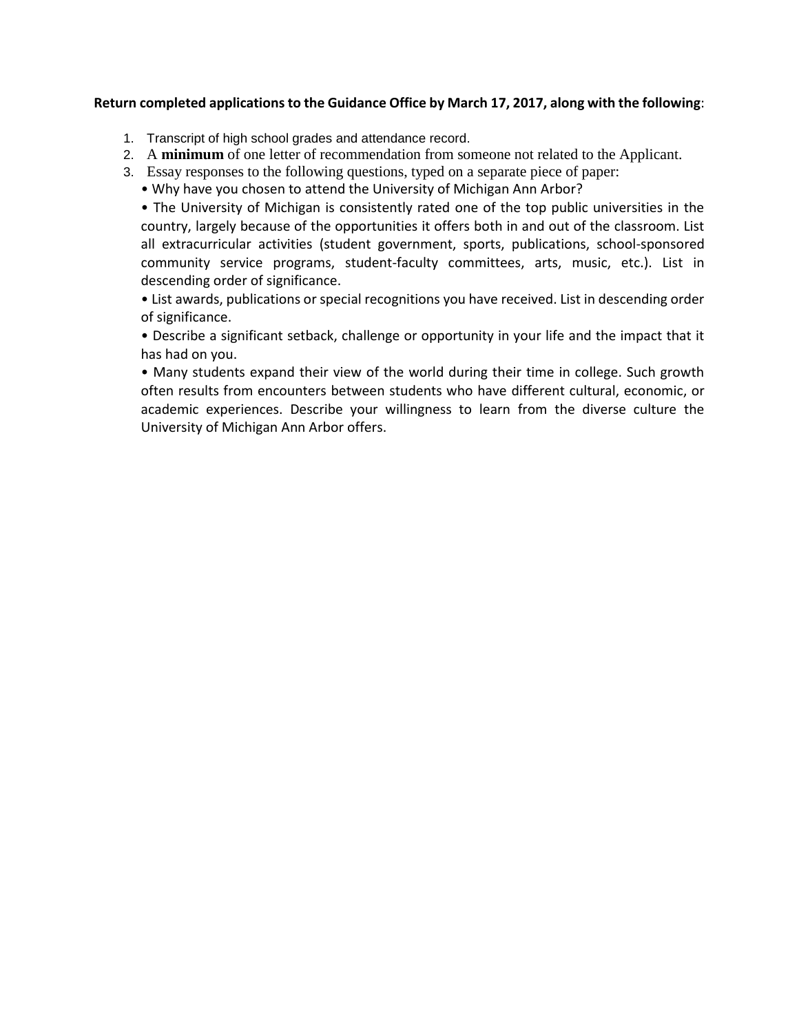**Return completed applications to the Guidance Office by March 17, 2017, along with the following**:

1. Transcript of high school grades and attendance record.
2. A **minimum** of one letter of recommendation from someone not related to the Applicant.
3. Essay responses to the following questions, typed on a separate piece of paper:
   - Why have you chosen to attend the University of Michigan Ann Arbor?
   - The University of Michigan is consistently rated one of the top public universities in the country, largely because of the opportunities it offers both in and out of the classroom. List all extracurricular activities (student government, sports, publications, school-sponsored community service programs, student-faculty committees, arts, music, etc.). List in descending order of significance.
   - List awards, publications or special recognitions you have received. List in descending order of significance.
   - Describe a significant setback, challenge or opportunity in your life and the impact that it has had on you.
   - Many students expand their view of the world during their time in college. Such growth often results from encounters between students who have different cultural, economic, or academic experiences. Describe your willingness to learn from the diverse culture the University of Michigan Ann Arbor offers.